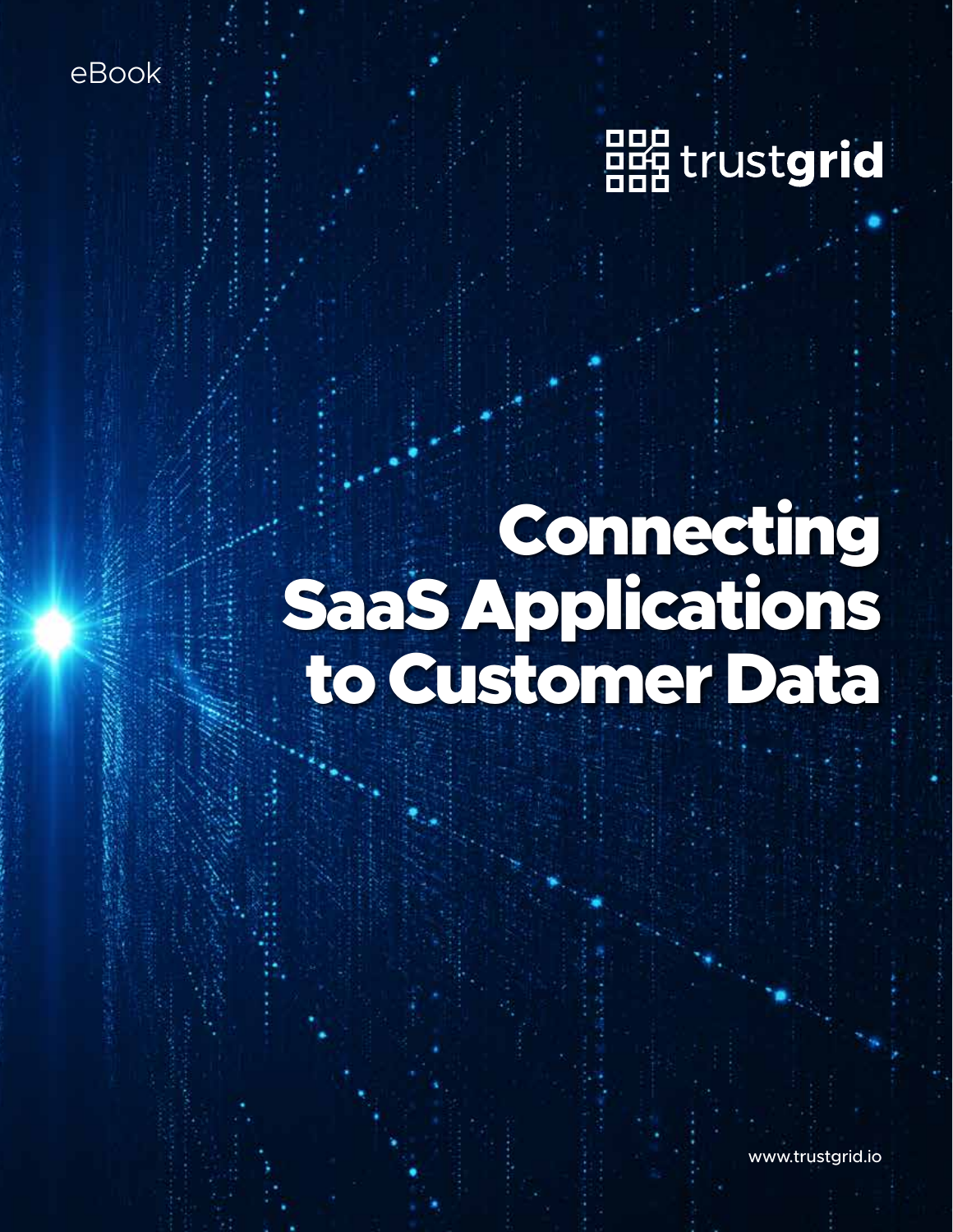eBook

trustgrid

# Connecting SaaS Applications to Customer Data

www.trustgrid.io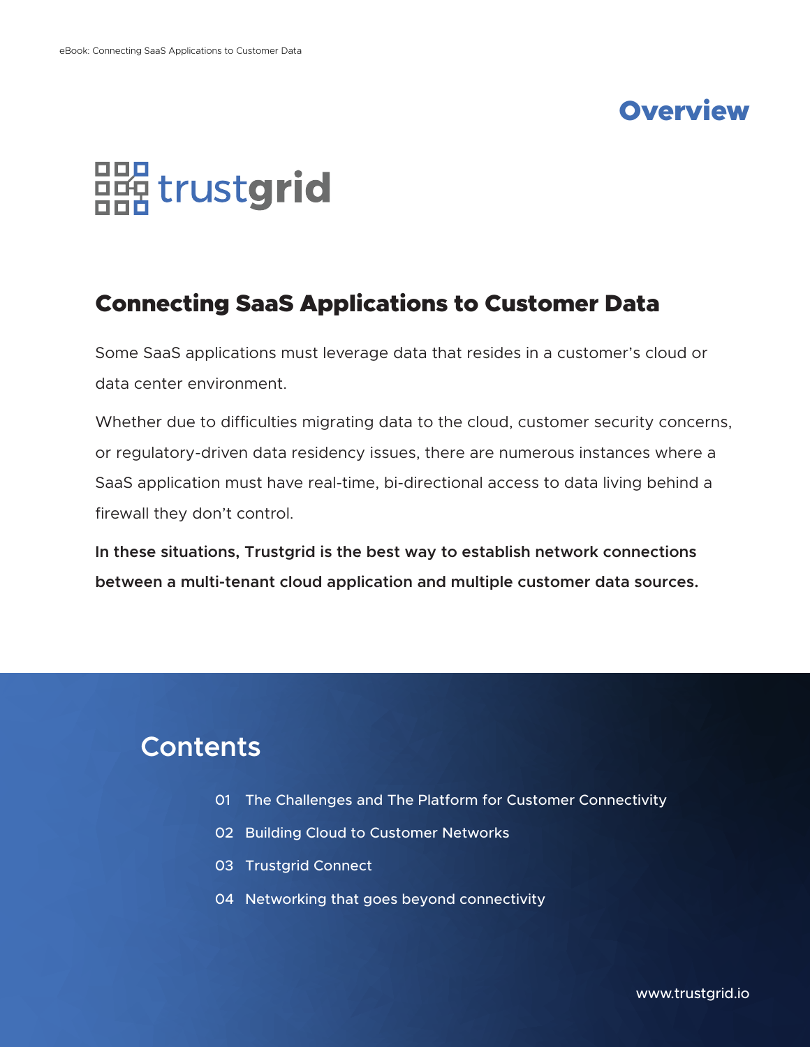# Overview

trustgrid

## Connecting SaaS Applications to Customer Data

Some SaaS applications must leverage data that resides in a customer's cloud or data center environment.

Whether due to difficulties migrating data to the cloud, customer security concerns, or regulatory-driven data residency issues, there are numerous instances where a SaaS application must have real-time, bi-directional access to data living behind a firewall they don't control.

**In these situations, Trustgrid is the best way to establish network connections between a multi-tenant cloud application and multiple customer data sources.**

## Contents

01 The Challenges and The Platform for Customer Connectivity

02 Building Cloud to Customer Networks

03 Trustgrid Connect

04 Networking that goes beyond connectivity

www.trustgrid.io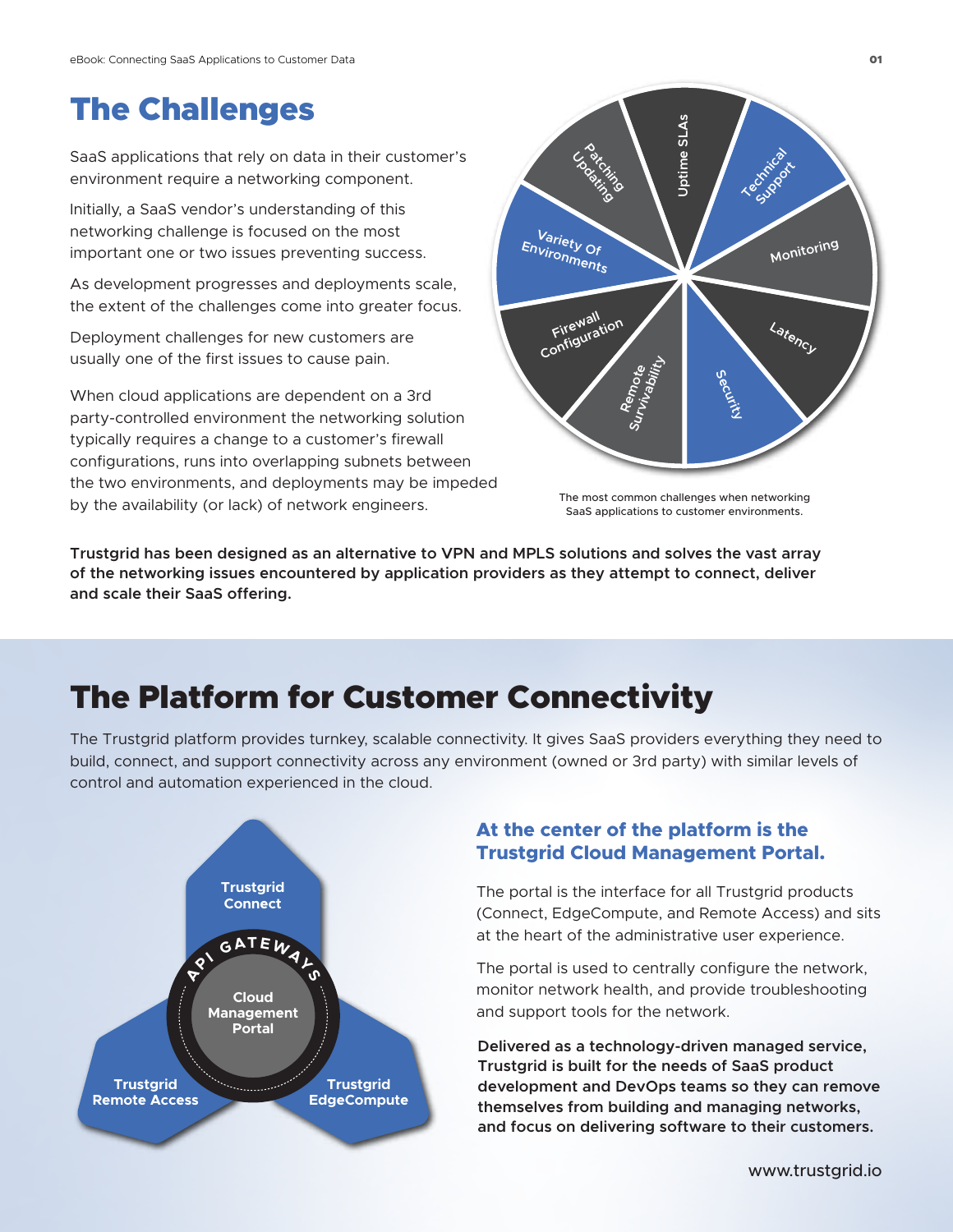# The Challenges

SaaS applications that rely on data in their customer's environment require a networking component.

Initially, a SaaS vendor's understanding of this networking challenge is focused on the most important one or two issues preventing success.

As development progresses and deployments scale, the extent of the challenges come into greater focus.

Deployment challenges for new customers are usually one of the first issues to cause pain.

When cloud applications are dependent on a 3rd party-controlled environment the networking solution typically requires a change to a customer's firewall configurations, runs into overlapping subnets between the two environments, and deployments may be impeded by the availability (or lack) of network engineers.

Uptime SLAs, Technical Support, Monitoring, Latency, Security, Remote Survivability, Firewall Configuration, Variety Of Environments, Patching Updating

The most common challenges when networking SaaS applications to customer environments.

**Trustgrid has been designed as an alternative to VPN and MPLS solutions and solves the vast array of the networking issues encountered by application providers as they attempt to connect, deliver and scale their SaaS offering.**

# The Platform for Customer Connectivity

The Trustgrid platform provides turnkey, scalable connectivity. It gives SaaS providers everything they need to build, connect, and support connectivity across any environment (owned or 3rd party) with similar levels of control and automation experienced in the cloud.

Trustgrid Connect, API Gateways, Cloud Management Portal, Trustgrid Remote Access, Trustgrid EdgeCompute

## At the center of the platform is the Trustgrid Cloud Management Portal.

The portal is the interface for all Trustgrid products (Connect, EdgeCompute, and Remote Access) and sits at the heart of the administrative user experience.

The portal is used to centrally configure the network, monitor network health, and provide troubleshooting and support tools for the network.

**Delivered as a technology-driven managed service, Trustgrid is built for the needs of SaaS product development and DevOps teams so they can remove themselves from building and managing networks, and focus on delivering software to their customers.**

www.trustgrid.io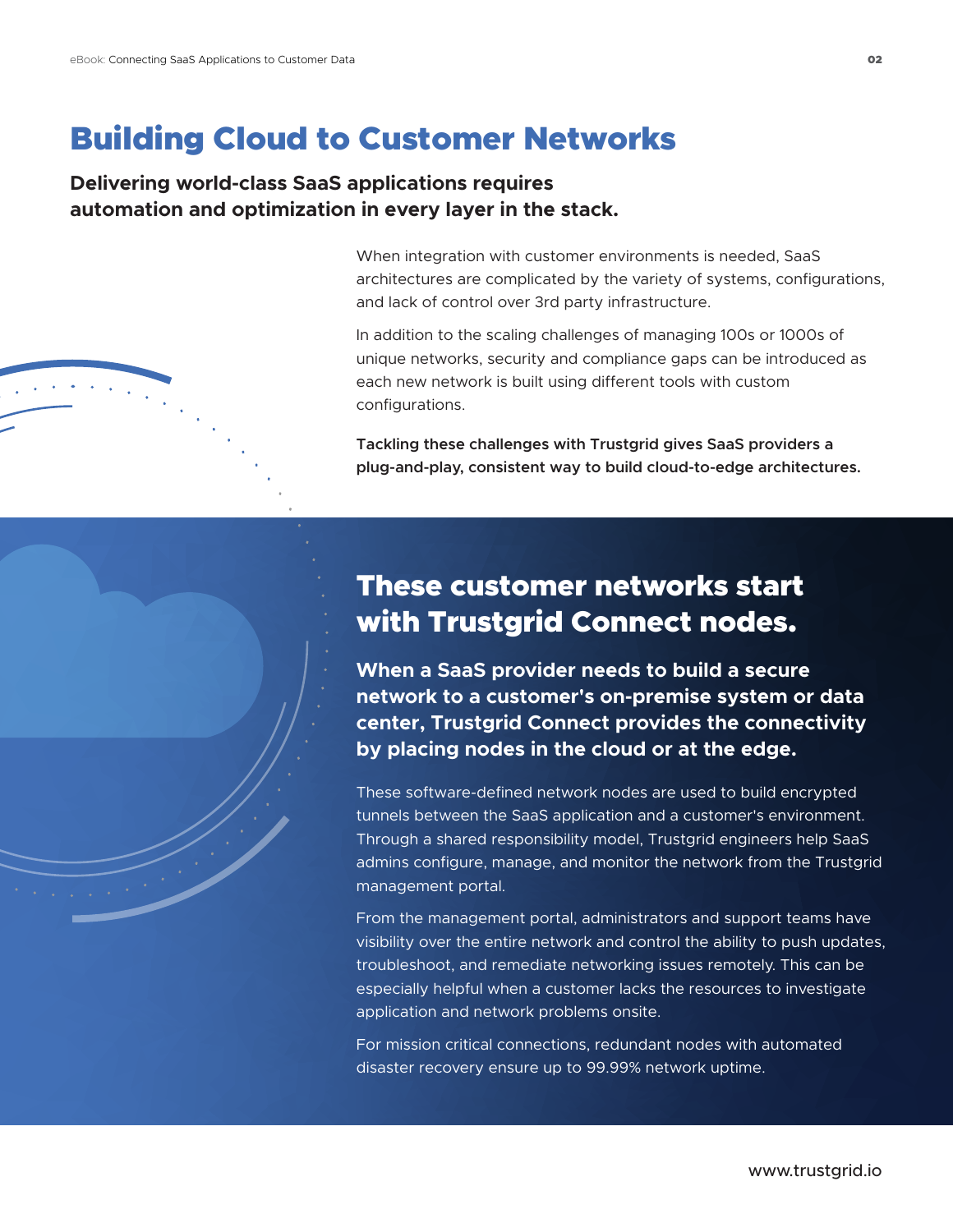# Building Cloud to Customer Networks

**Delivering world-class SaaS applications requires automation and optimization in every layer in the stack.**

When integration with customer environments is needed, SaaS architectures are complicated by the variety of systems, configurations, and lack of control over 3rd party infrastructure.

In addition to the scaling challenges of managing 100s or 1000s of unique networks, security and compliance gaps can be introduced as each new network is built using different tools with custom configurations.

**Tackling these challenges with Trustgrid gives SaaS providers a plug-and-play, consistent way to build cloud-to-edge architectures.**

## These customer networks start with Trustgrid Connect nodes.

**When a SaaS provider needs to build a secure network to a customer's on-premise system or data center, Trustgrid Connect provides the connectivity by placing nodes in the cloud or at the edge.**

These software-defined network nodes are used to build encrypted tunnels between the SaaS application and a customer's environment. Through a shared responsibility model, Trustgrid engineers help SaaS admins configure, manage, and monitor the network from the Trustgrid management portal.

From the management portal, administrators and support teams have visibility over the entire network and control the ability to push updates, troubleshoot, and remediate networking issues remotely. This can be especially helpful when a customer lacks the resources to investigate application and network problems onsite.

For mission critical connections, redundant nodes with automated disaster recovery ensure up to 99.99% network uptime.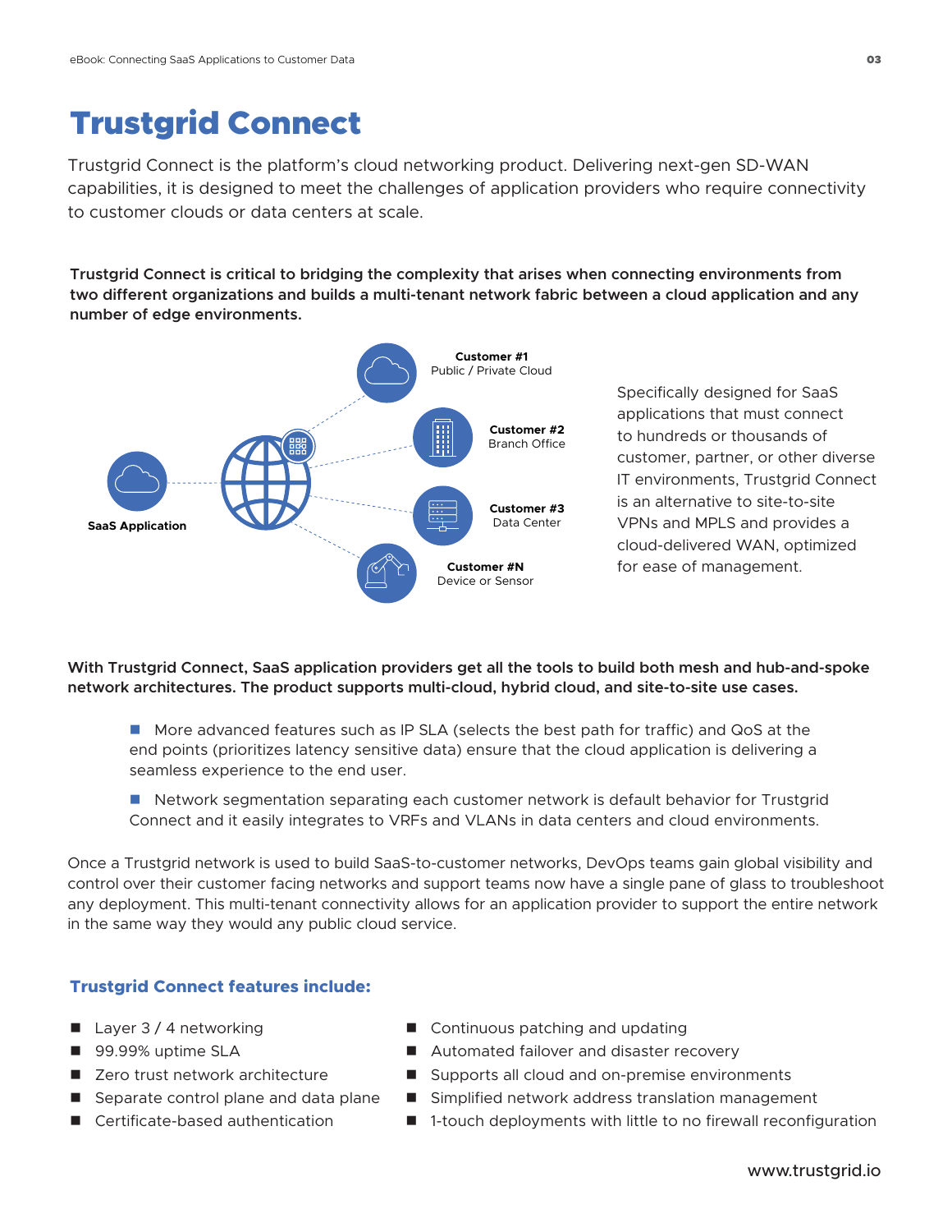# Trustgrid Connect

Trustgrid Connect is the platform's cloud networking product. Delivering next-gen SD-WAN capabilities, it is designed to meet the challenges of application providers who require connectivity to customer clouds or data centers at scale.

**Trustgrid Connect is critical to bridging the complexity that arises when connecting environments from two different organizations and builds a multi-tenant network fabric between a cloud application and any number of edge environments.**

**Customer #1**
Public / Private Cloud

**Customer #2**
Branch Office

**SaaS Application**

**Customer #3**
Data Center

**Customer #N**
Device or Sensor

Specifically designed for SaaS applications that must connect to hundreds or thousands of customer, partner, or other diverse IT environments, Trustgrid Connect is an alternative to site-to-site VPNs and MPLS and provides a cloud-delivered WAN, optimized for ease of management.

**With Trustgrid Connect, SaaS application providers get all the tools to build both mesh and hub-and-spoke network architectures. The product supports multi-cloud, hybrid cloud, and site-to-site use cases.**

- More advanced features such as IP SLA (selects the best path for traffic) and QoS at the end points (prioritizes latency sensitive data) ensure that the cloud application is delivering a seamless experience to the end user.
- Network segmentation separating each customer network is default behavior for Trustgrid Connect and it easily integrates to VRFs and VLANs in data centers and cloud environments.

Once a Trustgrid network is used to build SaaS-to-customer networks, DevOps teams gain global visibility and control over their customer facing networks and support teams now have a single pane of glass to troubleshoot any deployment. This multi-tenant connectivity allows for an application provider to support the entire network in the same way they would any public cloud service.

### Trustgrid Connect features include:

- Layer 3 / 4 networking
- 99.99% uptime SLA
- Zero trust network architecture
- Separate control plane and data plane
- Certificate-based authentication
- Continuous patching and updating
- Automated failover and disaster recovery
- Supports all cloud and on-premise environments
- Simplified network address translation management
- 1-touch deployments with little to no firewall reconfiguration

www.trustgrid.io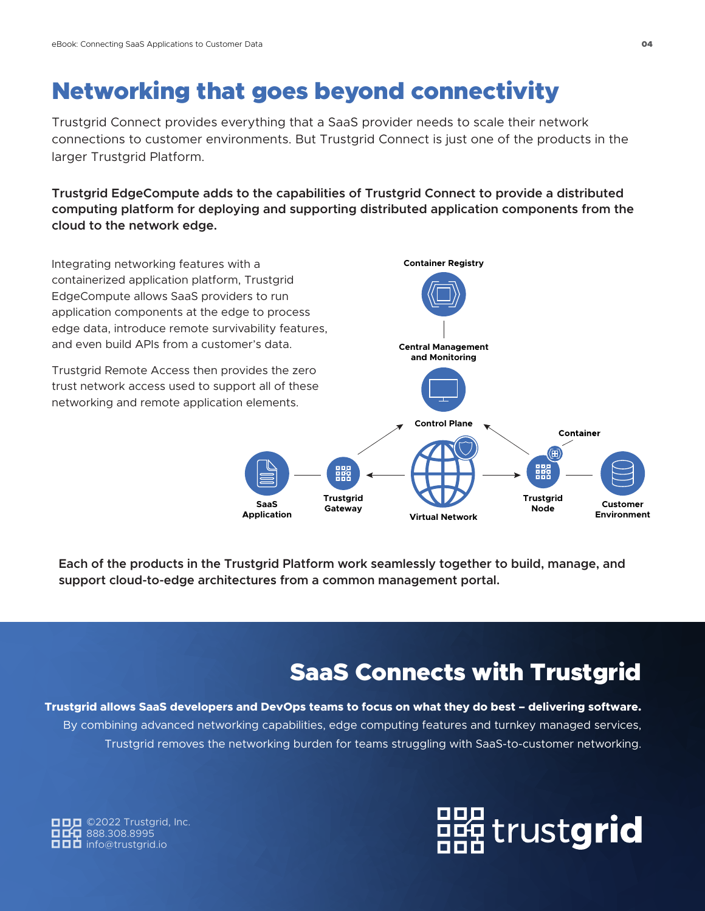# Networking that goes beyond connectivity

Trustgrid Connect provides everything that a SaaS provider needs to scale their network connections to customer environments. But Trustgrid Connect is just one of the products in the larger Trustgrid Platform.

**Trustgrid EdgeCompute adds to the capabilities of Trustgrid Connect to provide a distributed computing platform for deploying and supporting distributed application components from the cloud to the network edge.**

Integrating networking features with a containerized application platform, Trustgrid EdgeCompute allows SaaS providers to run application components at the edge to process edge data, introduce remote survivability features, and even build APIs from a customer's data.

Trustgrid Remote Access then provides the zero trust network access used to support all of these networking and remote application elements.

Container Registry

Central Management and Monitoring

Control Plane

Container

SaaS Application

Trustgrid Gateway

Virtual Network

Trustgrid Node

Customer Environment

**Each of the products in the Trustgrid Platform work seamlessly together to build, manage, and support cloud-to-edge architectures from a common management portal.**

## SaaS Connects with Trustgrid

**Trustgrid allows SaaS developers and DevOps teams to focus on what they do best – delivering software.** By combining advanced networking capabilities, edge computing features and turnkey managed services, Trustgrid removes the networking burden for teams struggling with SaaS-to-customer networking.

©2022 Trustgrid, Inc.
888.308.8995
info@trustgrid.io

trustgrid